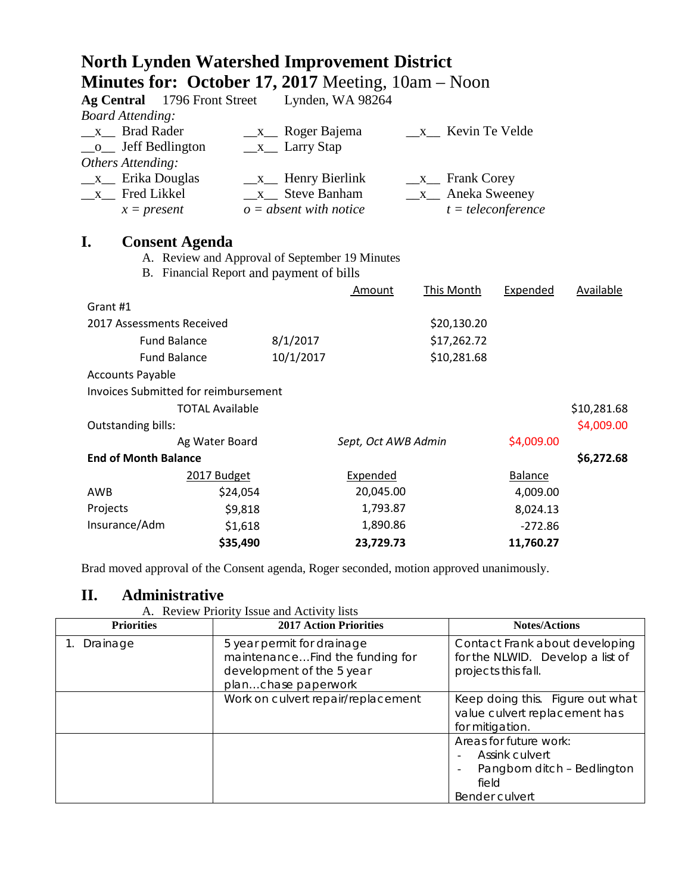# North Lynden Watershed Improvement District

## Minutes for: October 17, 2017 Meeting, 10am – Noon

**Ag Central** 1796 Front Street Lynden, WA 98264

*Board Attending:*

| | | |
|---|---|---|
| \_\_x\_\_ Brad Rader | \_\_x\_\_ Roger Bajema | \_\_x\_\_ Kevin Te Velde |
| \_\_o\_\_ Jeff Bedlington | \_\_x\_\_ Larry Stap | |

*Others Attending:*

| | | |
|---|---|---|
| \_\_x\_\_ Erika Douglas | \_\_x\_\_ Henry Bierlink | \_\_x\_\_ Frank Corey |
| \_\_x\_\_ Fred Likkel | \_\_x\_\_ Steve Banham | \_\_x\_\_ Aneka Sweeney |
| *x = present* | *o = absent with notice* | *t = teleconference* |

## I. Consent Agenda

A. Review and Approval of September 19 Minutes

B. Financial Report and payment of bills

| | | Amount | This Month | Expended | Available |
|---|---|---|---|---|---|
| Grant #1 | | | | | |
| 2017 Assessments Received | | | $20,130.20 | | |
| Fund Balance | 8/1/2017 | | $17,262.72 | | |
| Fund Balance | 10/1/2017 | | $10,281.68 | | |
| Accounts Payable | | | | | |
| Invoices Submitted for reimbursement | | | | | |
| TOTAL Available | | | | | $10,281.68 |
| Outstanding bills: | | | | | $4,009.00 |
| Ag Water Board | | *Sept, Oct AWB Admin* | | $4,009.00 | |
| **End of Month Balance** | | | | | **$6,272.68** |

| | 2017 Budget | Expended | Balance |
|---|---|---|---|
| AWB | $24,054 | 20,045.00 | 4,009.00 |
| Projects | $9,818 | 1,793.87 | 8,024.13 |
| Insurance/Adm | $1,618 | 1,890.86 | -272.86 |
| | **$35,490** | **23,729.73** | **11,760.27** |

Brad moved approval of the Consent agenda, Roger seconded, motion approved unanimously.

## II. Administrative

A. Review Priority Issue and Activity lists

| Priorities | 2017 Action Priorities | Notes/Actions |
|---|---|---|
| 1. Drainage | 5 year permit for drainage maintenance…Find the funding for development of the 5 year plan…chase paperwork | Contact Frank about developing for the NLWID. Develop a list of projects this fall. |
| | Work on culvert repair/replacement | Keep doing this. Figure out what value culvert replacement has for mitigation. |
| | | Areas for future work:<br>- Assink culvert<br>- Pangborn ditch – Bedlington field<br>Bender culvert |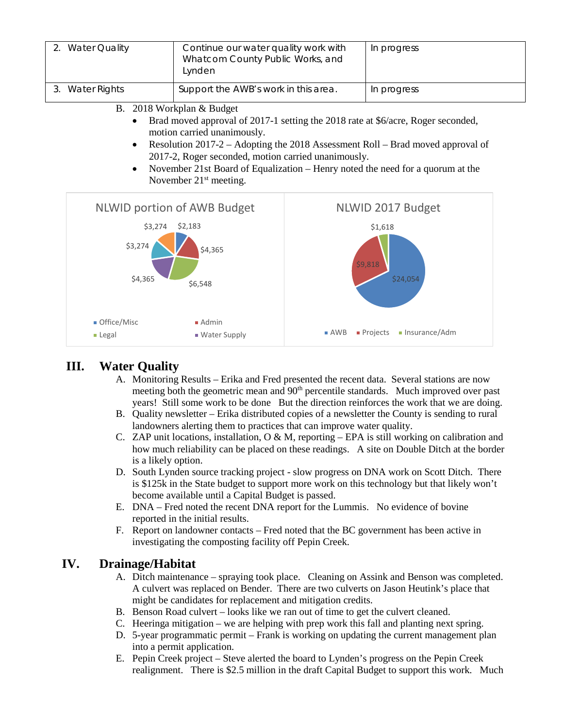| 2. Water Quality | Continue our water quality work with Whatcom County Public Works, and Lynden | In progress |
|---|---|---|
| 3. Water Rights | Support the AWB's work in this area. | In progress |

B. 2018 Workplan & Budget

- Brad moved approval of 2017-1 setting the 2018 rate at $6/acre, Roger seconded, motion carried unanimously.
- Resolution 2017-2 – Adopting the 2018 Assessment Roll – Brad moved approval of 2017-2, Roger seconded, motion carried unanimously.
- November 21st Board of Equalization – Henry noted the need for a quorum at the November 21st meeting.

NLWID portion of AWB Budget

$3,274 $2,183 $4,365 $6,548 $4,365 $3,274

Office/Misc, Admin, Legal, Water Supply

NLWID 2017 Budget

$1,618 $9,818 $24,054

AWB, Projects, Insurance/Adm

## III. Water Quality

A. Monitoring Results – Erika and Fred presented the recent data. Several stations are now meeting both the geometric mean and 90th percentile standards. Much improved over past years! Still some work to be done But the direction reinforces the work that we are doing.

B. Quality newsletter – Erika distributed copies of a newsletter the County is sending to rural landowners alerting them to practices that can improve water quality.

C. ZAP unit locations, installation, O & M, reporting – EPA is still working on calibration and how much reliability can be placed on these readings. A site on Double Ditch at the border is a likely option.

D. South Lynden source tracking project - slow progress on DNA work on Scott Ditch. There is $125k in the State budget to support more work on this technology but that likely won't become available until a Capital Budget is passed.

E. DNA – Fred noted the recent DNA report for the Lummis. No evidence of bovine reported in the initial results.

F. Report on landowner contacts – Fred noted that the BC government has been active in investigating the composting facility off Pepin Creek.

## IV. Drainage/Habitat

A. Ditch maintenance – spraying took place. Cleaning on Assink and Benson was completed. A culvert was replaced on Bender. There are two culverts on Jason Heutink's place that might be candidates for replacement and mitigation credits.

B. Benson Road culvert – looks like we ran out of time to get the culvert cleaned.

C. Heeringa mitigation – we are helping with prep work this fall and planting next spring.

D. 5-year programmatic permit – Frank is working on updating the current management plan into a permit application.

E. Pepin Creek project – Steve alerted the board to Lynden's progress on the Pepin Creek realignment. There is $2.5 million in the draft Capital Budget to support this work. Much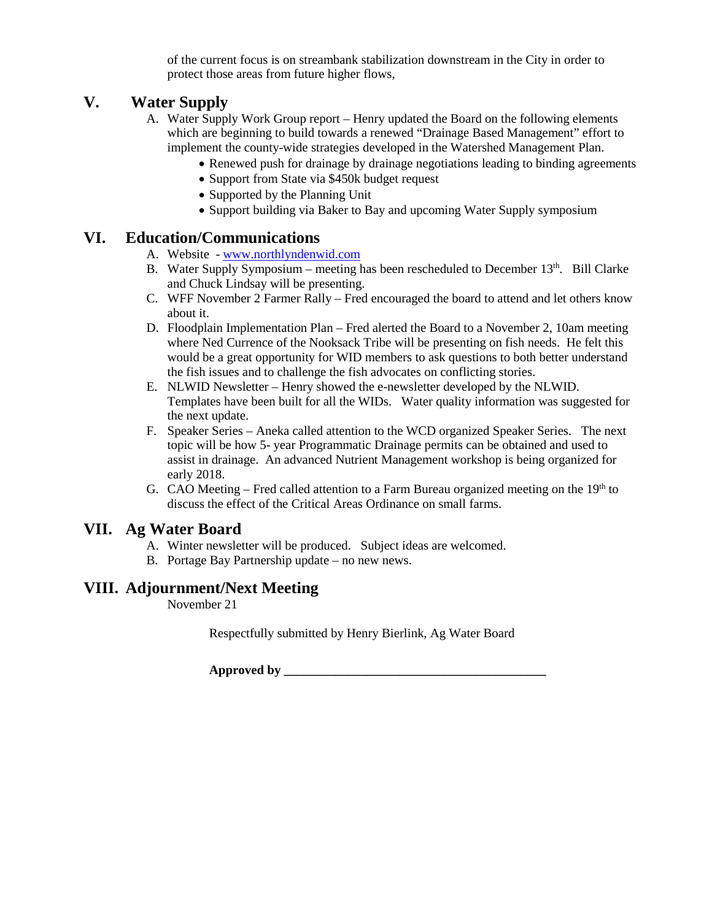of the current focus is on streambank stabilization downstream in the City in order to protect those areas from future higher flows,

## V. Water Supply

A. Water Supply Work Group report – Henry updated the Board on the following elements which are beginning to build towards a renewed "Drainage Based Management" effort to implement the county-wide strategies developed in the Watershed Management Plan.
   - Renewed push for drainage by drainage negotiations leading to binding agreements
   - Support from State via $450k budget request
   - Supported by the Planning Unit
   - Support building via Baker to Bay and upcoming Water Supply symposium

## VI. Education/Communications

A. Website - [www.northlyndenwid.com](http://www.northlyndenwid.com)
B. Water Supply Symposium – meeting has been rescheduled to December 13th. Bill Clarke and Chuck Lindsay will be presenting.
C. WFF November 2 Farmer Rally – Fred encouraged the board to attend and let others know about it.
D. Floodplain Implementation Plan – Fred alerted the Board to a November 2, 10am meeting where Ned Currence of the Nooksack Tribe will be presenting on fish needs. He felt this would be a great opportunity for WID members to ask questions to both better understand the fish issues and to challenge the fish advocates on conflicting stories.
E. NLWID Newsletter – Henry showed the e-newsletter developed by the NLWID. Templates have been built for all the WIDs. Water quality information was suggested for the next update.
F. Speaker Series – Aneka called attention to the WCD organized Speaker Series. The next topic will be how 5- year Programmatic Drainage permits can be obtained and used to assist in drainage. An advanced Nutrient Management workshop is being organized for early 2018.
G. CAO Meeting – Fred called attention to a Farm Bureau organized meeting on the 19th to discuss the effect of the Critical Areas Ordinance on small farms.

## VII. Ag Water Board

A. Winter newsletter will be produced. Subject ideas are welcomed.
B. Portage Bay Partnership update – no new news.

## VIII. Adjournment/Next Meeting

November 21

Respectfully submitted by Henry Bierlink, Ag Water Board

**Approved by ___________________________________________**